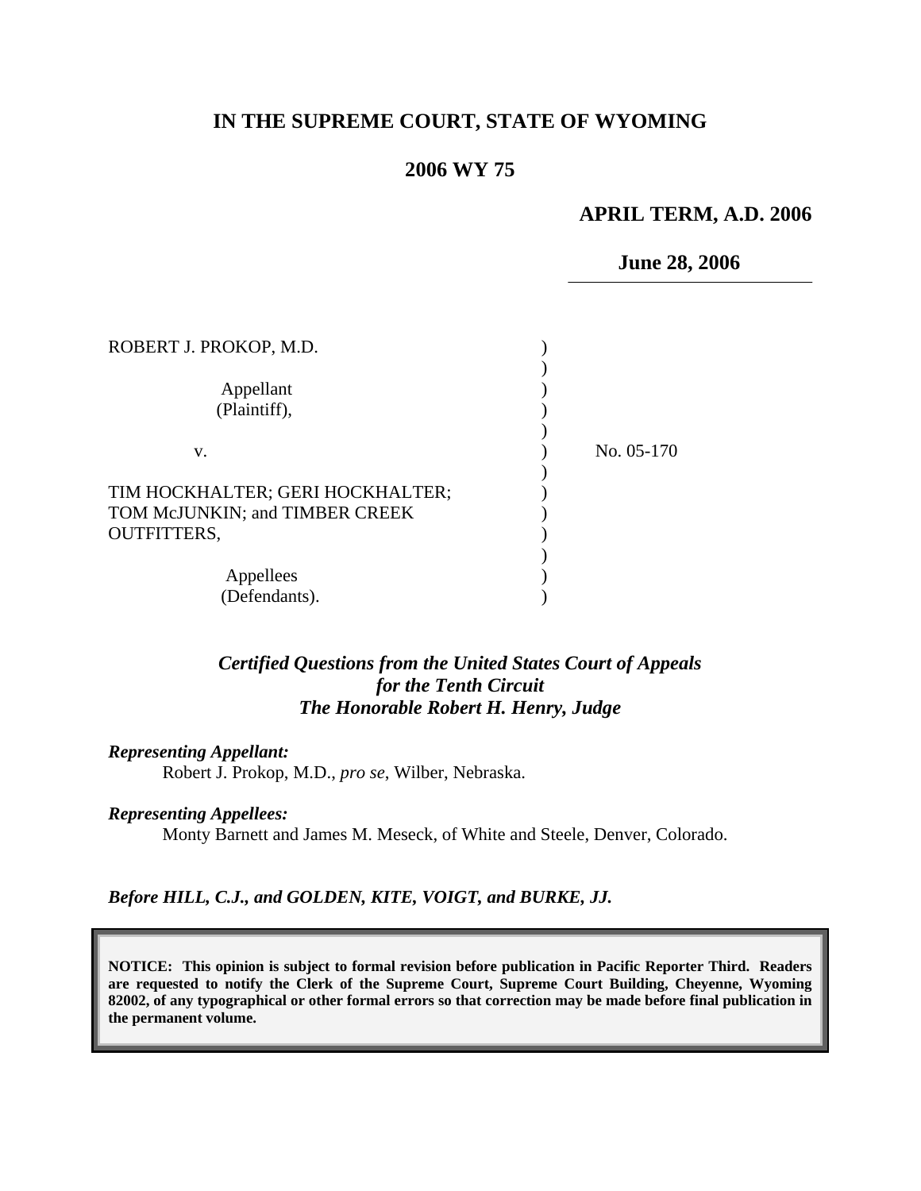# IN THE SUPREME COURT, STATE OF WYOMING

## 2006 WY 75

**APRIL TERM, A.D. 2006**

**June 28, 2006**

ROBERT J. PROKOP, M.D.

Appellant
(Plaintiff),

v.

No. 05-170

TIM HOCKHALTER; GERI HOCKHALTER; TOM McJUNKIN; and TIMBER CREEK OUTFITTERS,

Appellees
(Defendants).

***Certified Questions from the United States Court of Appeals for the Tenth Circuit***
***The Honorable Robert H. Henry, Judge***

***Representing Appellant:***
Robert J. Prokop, M.D., *pro se*, Wilber, Nebraska.

***Representing Appellees:***
Monty Barnett and James M. Meseck, of White and Steele, Denver, Colorado.

***Before HILL, C.J., and GOLDEN, KITE, VOIGT, and BURKE, JJ.***

**NOTICE: This opinion is subject to formal revision before publication in Pacific Reporter Third. Readers are requested to notify the Clerk of the Supreme Court, Supreme Court Building, Cheyenne, Wyoming 82002, of any typographical or other formal errors so that correction may be made before final publication in the permanent volume.**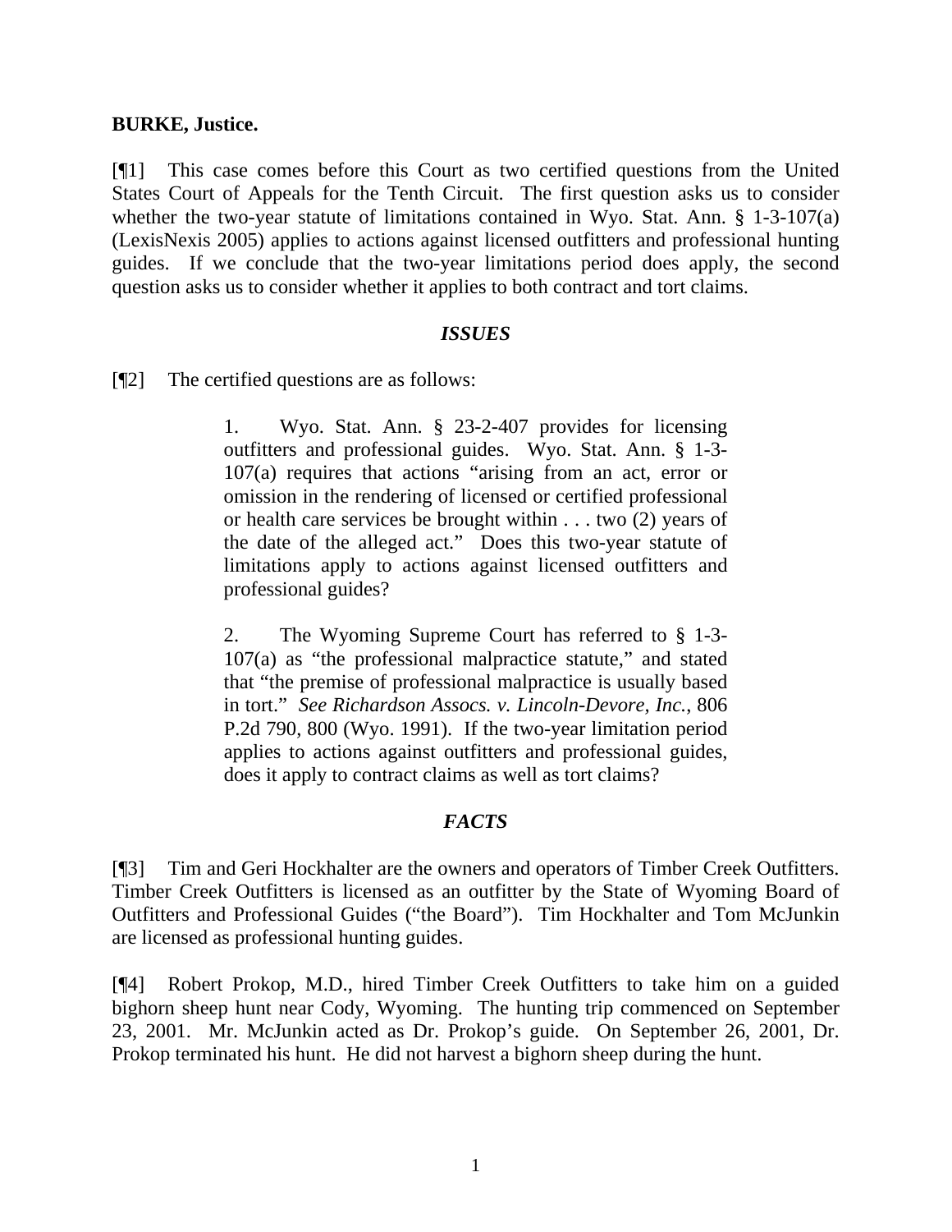**BURKE, Justice.**

[¶1] This case comes before this Court as two certified questions from the United States Court of Appeals for the Tenth Circuit. The first question asks us to consider whether the two-year statute of limitations contained in Wyo. Stat. Ann. § 1-3-107(a) (LexisNexis 2005) applies to actions against licensed outfitters and professional hunting guides. If we conclude that the two-year limitations period does apply, the second question asks us to consider whether it applies to both contract and tort claims.

### *ISSUES*

[¶2] The certified questions are as follows:

> 1. Wyo. Stat. Ann. § 23-2-407 provides for licensing outfitters and professional guides. Wyo. Stat. Ann. § 1-3-107(a) requires that actions "arising from an act, error or omission in the rendering of licensed or certified professional or health care services be brought within . . . two (2) years of the date of the alleged act." Does this two-year statute of limitations apply to actions against licensed outfitters and professional guides?
>
> 2. The Wyoming Supreme Court has referred to § 1-3-107(a) as "the professional malpractice statute," and stated that "the premise of professional malpractice is usually based in tort." *See Richardson Assocs. v. Lincoln-Devore, Inc.*, 806 P.2d 790, 800 (Wyo. 1991). If the two-year limitation period applies to actions against outfitters and professional guides, does it apply to contract claims as well as tort claims?

### *FACTS*

[¶3] Tim and Geri Hockhalter are the owners and operators of Timber Creek Outfitters. Timber Creek Outfitters is licensed as an outfitter by the State of Wyoming Board of Outfitters and Professional Guides ("the Board"). Tim Hockhalter and Tom McJunkin are licensed as professional hunting guides.

[¶4] Robert Prokop, M.D., hired Timber Creek Outfitters to take him on a guided bighorn sheep hunt near Cody, Wyoming. The hunting trip commenced on September 23, 2001. Mr. McJunkin acted as Dr. Prokop's guide. On September 26, 2001, Dr. Prokop terminated his hunt. He did not harvest a bighorn sheep during the hunt.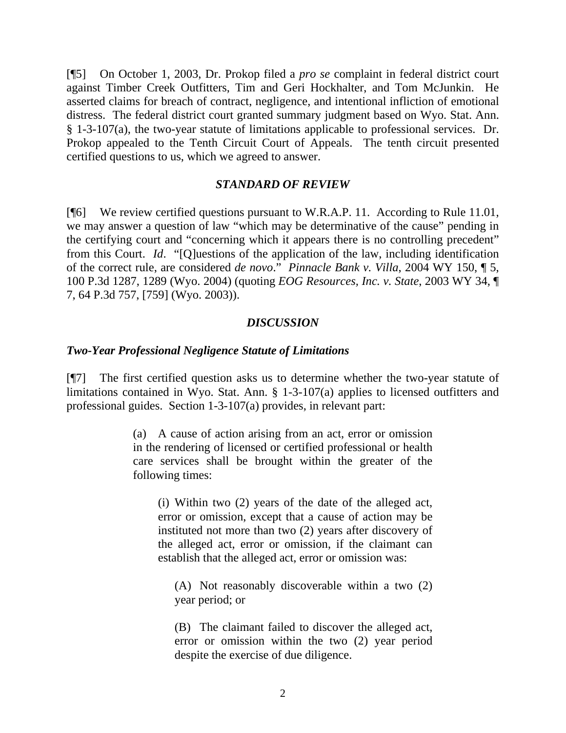[¶5] On October 1, 2003, Dr. Prokop filed a *pro se* complaint in federal district court against Timber Creek Outfitters, Tim and Geri Hockhalter, and Tom McJunkin. He asserted claims for breach of contract, negligence, and intentional infliction of emotional distress. The federal district court granted summary judgment based on Wyo. Stat. Ann. § 1-3-107(a), the two-year statute of limitations applicable to professional services. Dr. Prokop appealed to the Tenth Circuit Court of Appeals. The tenth circuit presented certified questions to us, which we agreed to answer.

## *STANDARD OF REVIEW*

[¶6] We review certified questions pursuant to W.R.A.P. 11. According to Rule 11.01, we may answer a question of law "which may be determinative of the cause" pending in the certifying court and "concerning which it appears there is no controlling precedent" from this Court. *Id*. "[Q]uestions of the application of the law, including identification of the correct rule, are considered *de novo*." *Pinnacle Bank v. Villa*, 2004 WY 150, ¶ 5, 100 P.3d 1287, 1289 (Wyo. 2004) (quoting *EOG Resources, Inc. v. State*, 2003 WY 34, ¶ 7, 64 P.3d 757, [759] (Wyo. 2003)).

## *DISCUSSION*

### *Two-Year Professional Negligence Statute of Limitations*

[¶7] The first certified question asks us to determine whether the two-year statute of limitations contained in Wyo. Stat. Ann. § 1-3-107(a) applies to licensed outfitters and professional guides. Section 1-3-107(a) provides, in relevant part:

> (a) A cause of action arising from an act, error or omission in the rendering of licensed or certified professional or health care services shall be brought within the greater of the following times:
>
> > (i) Within two (2) years of the date of the alleged act, error or omission, except that a cause of action may be instituted not more than two (2) years after discovery of the alleged act, error or omission, if the claimant can establish that the alleged act, error or omission was:
> >
> > > (A) Not reasonably discoverable within a two (2) year period; or
> > >
> > > (B) The claimant failed to discover the alleged act, error or omission within the two (2) year period despite the exercise of due diligence.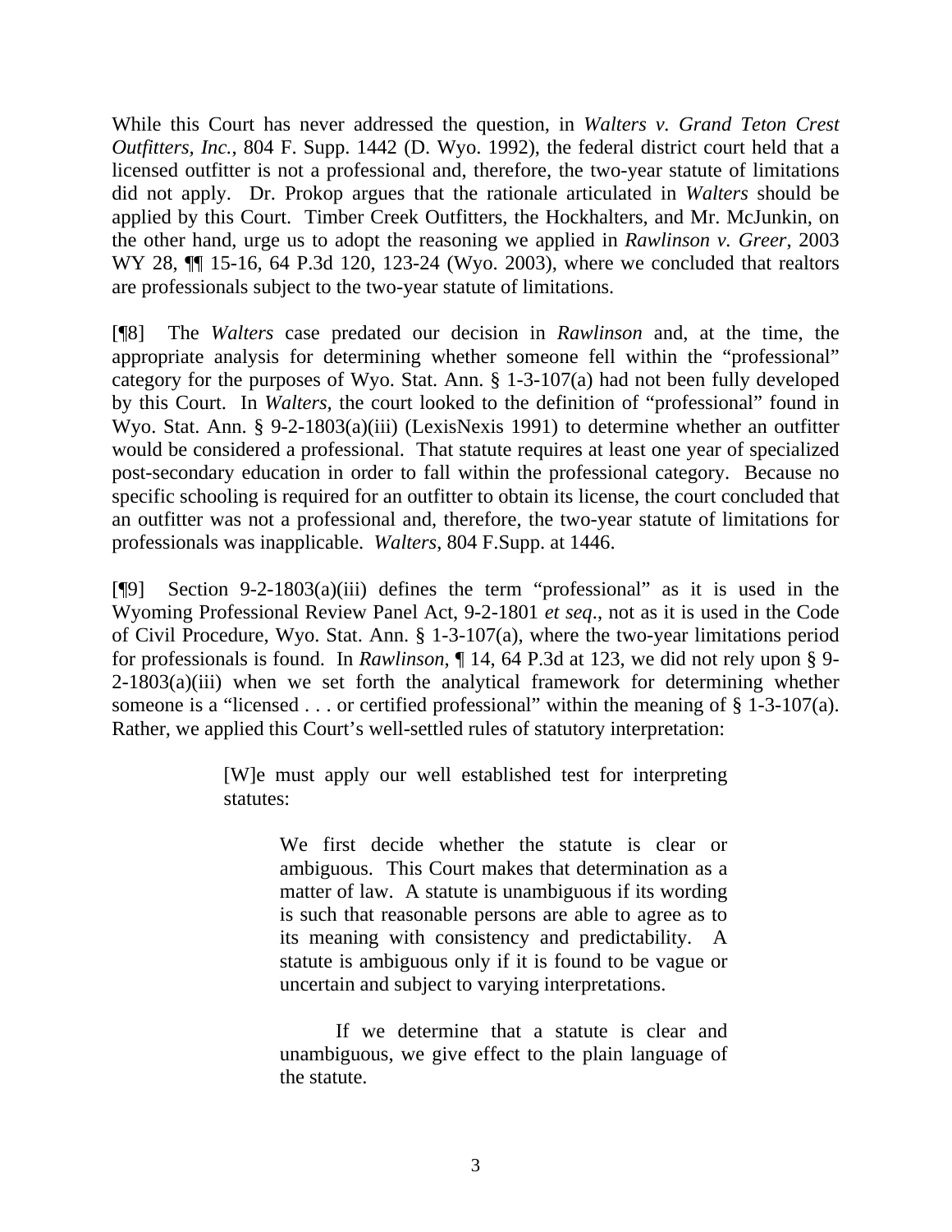While this Court has never addressed the question, in *Walters v. Grand Teton Crest Outfitters, Inc.*, 804 F. Supp. 1442 (D. Wyo. 1992), the federal district court held that a licensed outfitter is not a professional and, therefore, the two-year statute of limitations did not apply. Dr. Prokop argues that the rationale articulated in *Walters* should be applied by this Court. Timber Creek Outfitters, the Hockhalters, and Mr. McJunkin, on the other hand, urge us to adopt the reasoning we applied in *Rawlinson v. Greer*, 2003 WY 28, ¶¶ 15-16, 64 P.3d 120, 123-24 (Wyo. 2003), where we concluded that realtors are professionals subject to the two-year statute of limitations.

[¶8] The *Walters* case predated our decision in *Rawlinson* and, at the time, the appropriate analysis for determining whether someone fell within the "professional" category for the purposes of Wyo. Stat. Ann. § 1-3-107(a) had not been fully developed by this Court. In *Walters*, the court looked to the definition of "professional" found in Wyo. Stat. Ann. § 9-2-1803(a)(iii) (LexisNexis 1991) to determine whether an outfitter would be considered a professional. That statute requires at least one year of specialized post-secondary education in order to fall within the professional category. Because no specific schooling is required for an outfitter to obtain its license, the court concluded that an outfitter was not a professional and, therefore, the two-year statute of limitations for professionals was inapplicable. *Walters*, 804 F.Supp. at 1446.

[¶9] Section 9-2-1803(a)(iii) defines the term "professional" as it is used in the Wyoming Professional Review Panel Act, 9-2-1801 *et seq*., not as it is used in the Code of Civil Procedure, Wyo. Stat. Ann. § 1-3-107(a), where the two-year limitations period for professionals is found. In *Rawlinson*, ¶ 14, 64 P.3d at 123, we did not rely upon § 9-2-1803(a)(iii) when we set forth the analytical framework for determining whether someone is a "licensed . . . or certified professional" within the meaning of § 1-3-107(a). Rather, we applied this Court's well-settled rules of statutory interpretation:

> [W]e must apply our well established test for interpreting statutes:
>
> > We first decide whether the statute is clear or ambiguous. This Court makes that determination as a matter of law. A statute is unambiguous if its wording is such that reasonable persons are able to agree as to its meaning with consistency and predictability. A statute is ambiguous only if it is found to be vague or uncertain and subject to varying interpretations.
> >
> > If we determine that a statute is clear and unambiguous, we give effect to the plain language of the statute.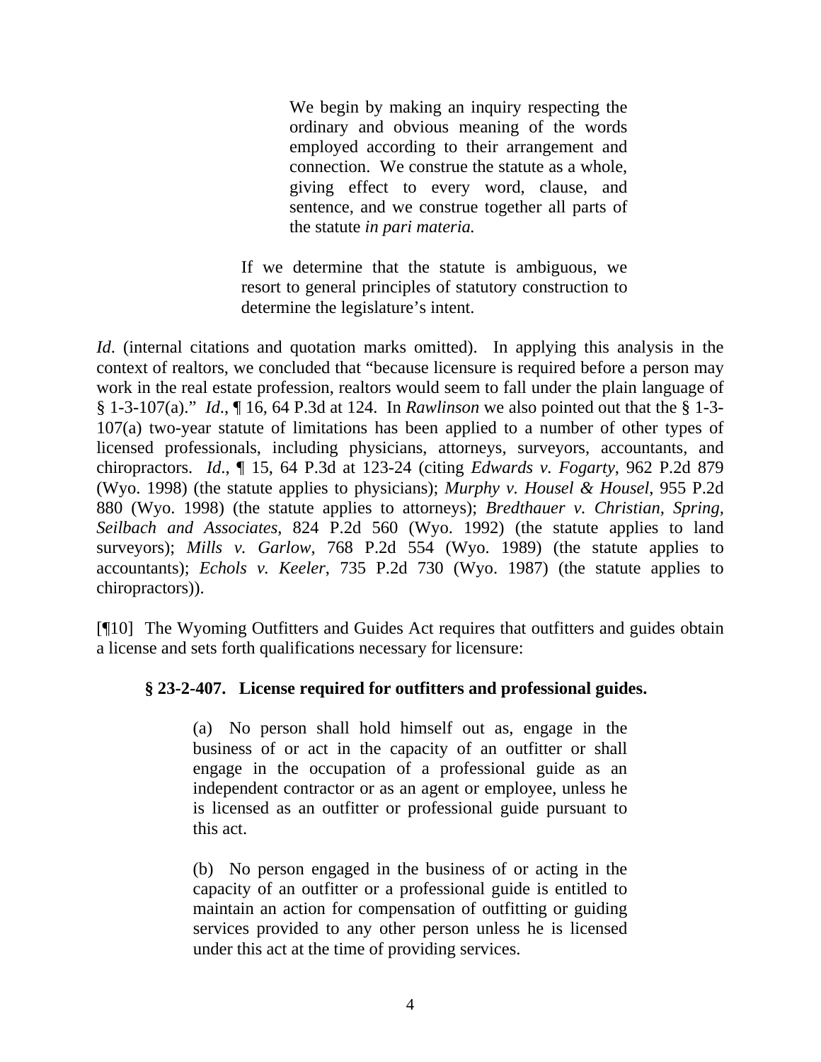> > We begin by making an inquiry respecting the ordinary and obvious meaning of the words employed according to their arrangement and connection. We construe the statute as a whole, giving effect to every word, clause, and sentence, and we construe together all parts of the statute *in pari materia.*
>
> If we determine that the statute is ambiguous, we resort to general principles of statutory construction to determine the legislature's intent.

*Id*. (internal citations and quotation marks omitted). In applying this analysis in the context of realtors, we concluded that "because licensure is required before a person may work in the real estate profession, realtors would seem to fall under the plain language of § 1-3-107(a)." *Id*., ¶ 16, 64 P.3d at 124. In *Rawlinson* we also pointed out that the § 1-3-107(a) two-year statute of limitations has been applied to a number of other types of licensed professionals, including physicians, attorneys, surveyors, accountants, and chiropractors. *Id*., ¶ 15, 64 P.3d at 123-24 (citing *Edwards v. Fogarty*, 962 P.2d 879 (Wyo. 1998) (the statute applies to physicians); *Murphy v. Housel & Housel*, 955 P.2d 880 (Wyo. 1998) (the statute applies to attorneys); *Bredthauer v. Christian, Spring, Seilbach and Associates*, 824 P.2d 560 (Wyo. 1992) (the statute applies to land surveyors); *Mills v. Garlow*, 768 P.2d 554 (Wyo. 1989) (the statute applies to accountants); *Echols v. Keeler*, 735 P.2d 730 (Wyo. 1987) (the statute applies to chiropractors)).

[¶10] The Wyoming Outfitters and Guides Act requires that outfitters and guides obtain a license and sets forth qualifications necessary for licensure:

**§ 23-2-407. License required for outfitters and professional guides.**

> (a) No person shall hold himself out as, engage in the business of or act in the capacity of an outfitter or shall engage in the occupation of a professional guide as an independent contractor or as an agent or employee, unless he is licensed as an outfitter or professional guide pursuant to this act.
>
> (b) No person engaged in the business of or acting in the capacity of an outfitter or a professional guide is entitled to maintain an action for compensation of outfitting or guiding services provided to any other person unless he is licensed under this act at the time of providing services.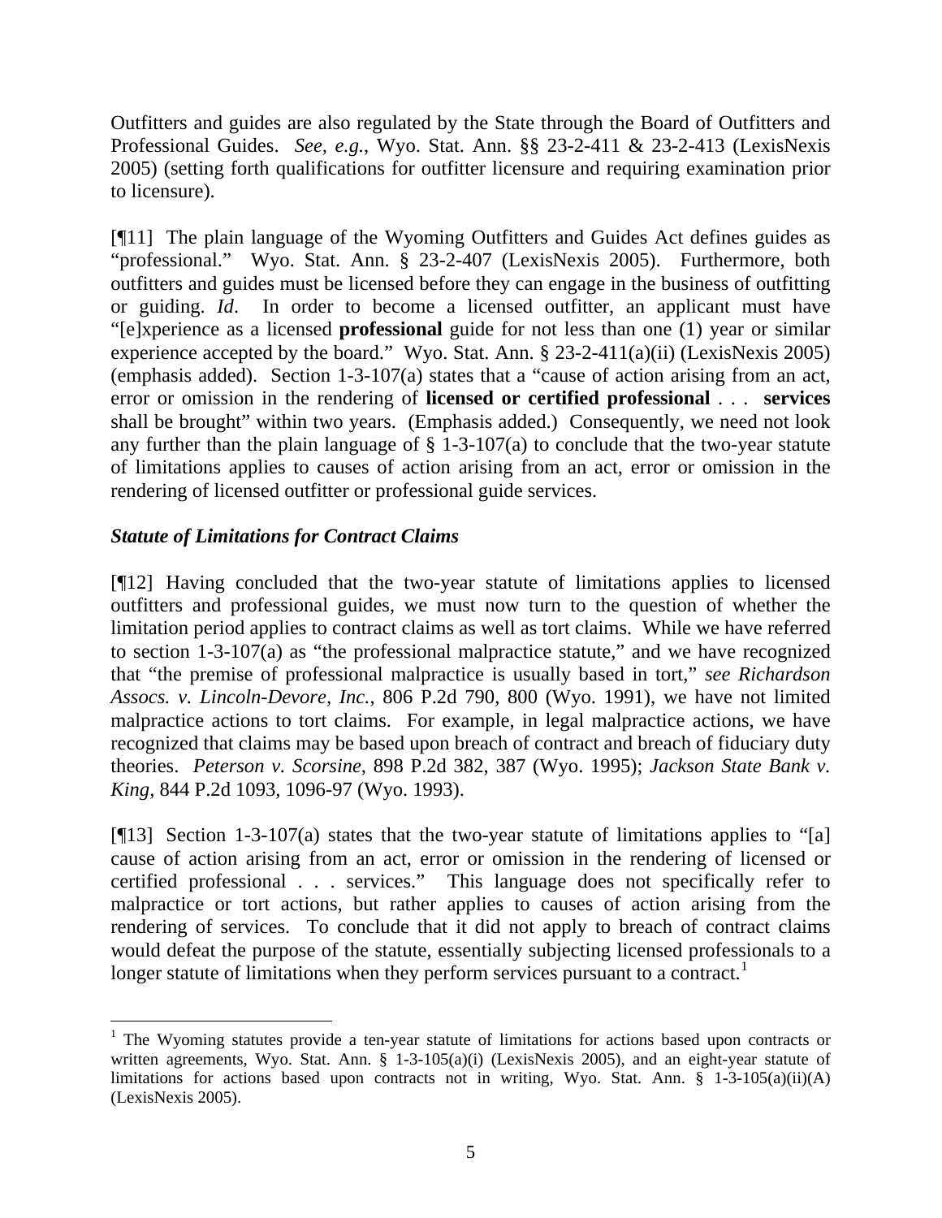Outfitters and guides are also regulated by the State through the Board of Outfitters and Professional Guides. *See, e.g.*, Wyo. Stat. Ann. §§ 23-2-411 & 23-2-413 (LexisNexis 2005) (setting forth qualifications for outfitter licensure and requiring examination prior to licensure).

[¶11] The plain language of the Wyoming Outfitters and Guides Act defines guides as "professional." Wyo. Stat. Ann. § 23-2-407 (LexisNexis 2005). Furthermore, both outfitters and guides must be licensed before they can engage in the business of outfitting or guiding. *Id*. In order to become a licensed outfitter, an applicant must have "[e]xperience as a licensed **professional** guide for not less than one (1) year or similar experience accepted by the board." Wyo. Stat. Ann. § 23-2-411(a)(ii) (LexisNexis 2005) (emphasis added). Section 1-3-107(a) states that a "cause of action arising from an act, error or omission in the rendering of **licensed or certified professional** . . . **services** shall be brought" within two years. (Emphasis added.) Consequently, we need not look any further than the plain language of § 1-3-107(a) to conclude that the two-year statute of limitations applies to causes of action arising from an act, error or omission in the rendering of licensed outfitter or professional guide services.

***Statute of Limitations for Contract Claims***

[¶12] Having concluded that the two-year statute of limitations applies to licensed outfitters and professional guides, we must now turn to the question of whether the limitation period applies to contract claims as well as tort claims. While we have referred to section 1-3-107(a) as "the professional malpractice statute," and we have recognized that "the premise of professional malpractice is usually based in tort," *see Richardson Assocs. v. Lincoln-Devore, Inc.*, 806 P.2d 790, 800 (Wyo. 1991), we have not limited malpractice actions to tort claims. For example, in legal malpractice actions, we have recognized that claims may be based upon breach of contract and breach of fiduciary duty theories. *Peterson v. Scorsine*, 898 P.2d 382, 387 (Wyo. 1995); *Jackson State Bank v. King*, 844 P.2d 1093, 1096-97 (Wyo. 1993).

[¶13] Section 1-3-107(a) states that the two-year statute of limitations applies to "[a] cause of action arising from an act, error or omission in the rendering of licensed or certified professional . . . services." This language does not specifically refer to malpractice or tort actions, but rather applies to causes of action arising from the rendering of services. To conclude that it did not apply to breach of contract claims would defeat the purpose of the statute, essentially subjecting licensed professionals to a longer statute of limitations when they perform services pursuant to a contract.[1]

---

[1] The Wyoming statutes provide a ten-year statute of limitations for actions based upon contracts or written agreements, Wyo. Stat. Ann. § 1-3-105(a)(i) (LexisNexis 2005), and an eight-year statute of limitations for actions based upon contracts not in writing, Wyo. Stat. Ann. § 1-3-105(a)(ii)(A) (LexisNexis 2005).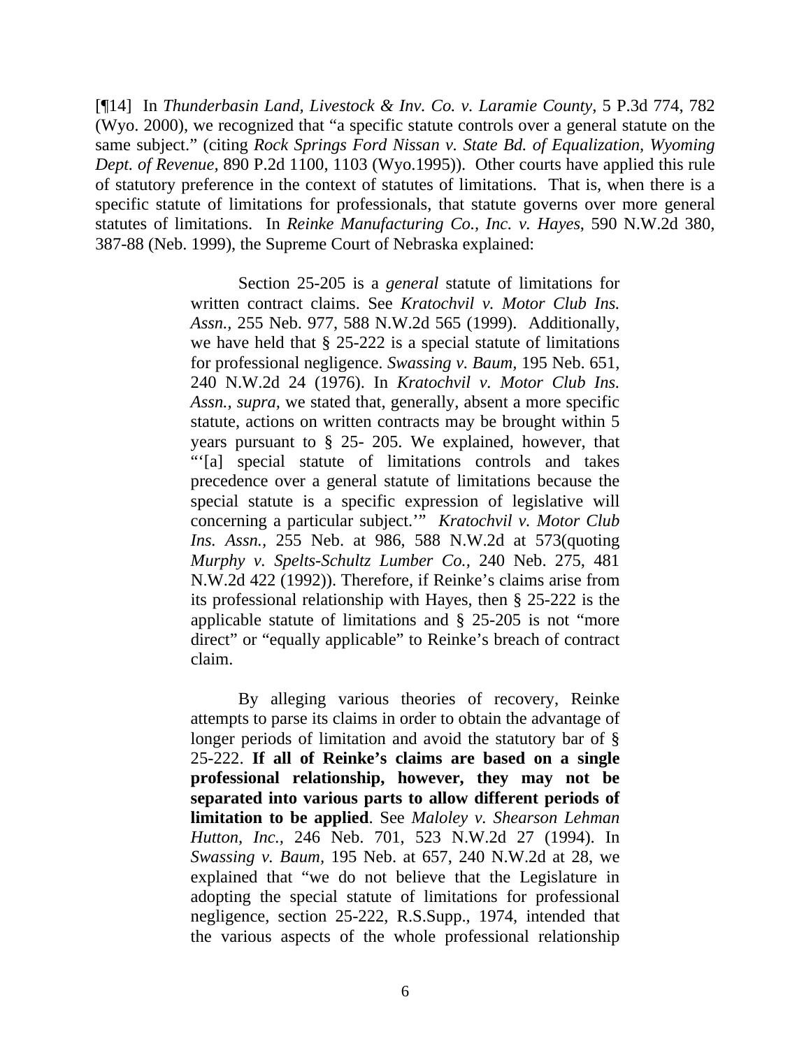[¶14] In *Thunderbasin Land, Livestock & Inv. Co. v. Laramie County,* 5 P.3d 774, 782 (Wyo. 2000), we recognized that "a specific statute controls over a general statute on the same subject." (citing *Rock Springs Ford Nissan v. State Bd. of Equalization, Wyoming Dept. of Revenue,* 890 P.2d 1100, 1103 (Wyo.1995)). Other courts have applied this rule of statutory preference in the context of statutes of limitations. That is, when there is a specific statute of limitations for professionals, that statute governs over more general statutes of limitations. In *Reinke Manufacturing Co., Inc. v. Hayes*, 590 N.W.2d 380, 387-88 (Neb. 1999), the Supreme Court of Nebraska explained:

> Section 25-205 is a *general* statute of limitations for written contract claims. See *Kratochvil v. Motor Club Ins. Assn.*, 255 Neb. 977, 588 N.W.2d 565 (1999). Additionally, we have held that § 25-222 is a special statute of limitations for professional negligence. *Swassing v. Baum*, 195 Neb. 651, 240 N.W.2d 24 (1976). In *Kratochvil v. Motor Club Ins. Assn.*, *supra*, we stated that, generally, absent a more specific statute, actions on written contracts may be brought within 5 years pursuant to § 25- 205. We explained, however, that "'[a] special statute of limitations controls and takes precedence over a general statute of limitations because the special statute is a specific expression of legislative will concerning a particular subject.'" *Kratochvil v. Motor Club Ins. Assn.*, 255 Neb. at 986, 588 N.W.2d at 573(quoting *Murphy v. Spelts-Schultz Lumber Co.*, 240 Neb. 275, 481 N.W.2d 422 (1992)). Therefore, if Reinke's claims arise from its professional relationship with Hayes, then § 25-222 is the applicable statute of limitations and § 25-205 is not "more direct" or "equally applicable" to Reinke's breach of contract claim.
>
> By alleging various theories of recovery, Reinke attempts to parse its claims in order to obtain the advantage of longer periods of limitation and avoid the statutory bar of § 25-222. **If all of Reinke's claims are based on a single professional relationship, however, they may not be separated into various parts to allow different periods of limitation to be applied**. See *Maloley v. Shearson Lehman Hutton, Inc.*, 246 Neb. 701, 523 N.W.2d 27 (1994). In *Swassing v. Baum*, 195 Neb. at 657, 240 N.W.2d at 28, we explained that "we do not believe that the Legislature in adopting the special statute of limitations for professional negligence, section 25-222, R.S.Supp., 1974, intended that the various aspects of the whole professional relationship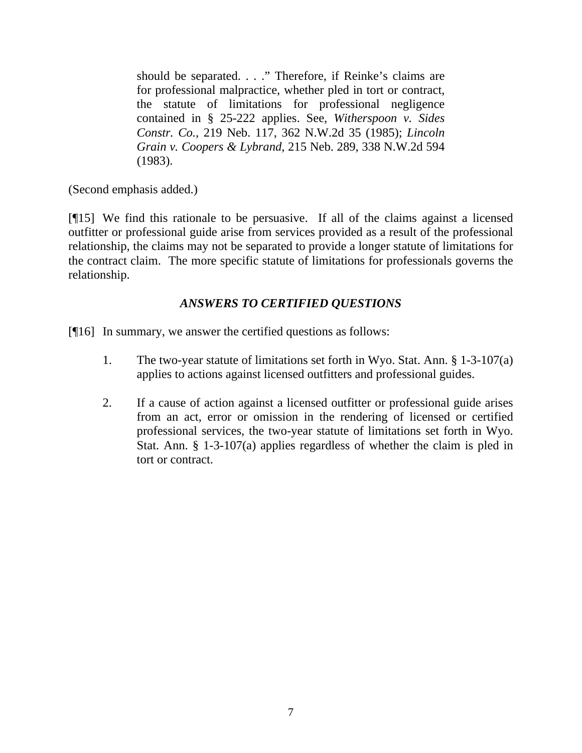> should be separated. . . ." Therefore, if Reinke's claims are for professional malpractice, whether pled in tort or contract, the statute of limitations for professional negligence contained in § 25-222 applies. See, *Witherspoon v. Sides Constr. Co.*, 219 Neb. 117, 362 N.W.2d 35 (1985); *Lincoln Grain v. Coopers & Lybrand*, 215 Neb. 289, 338 N.W.2d 594 (1983).

(Second emphasis added.)

[¶15] We find this rationale to be persuasive. If all of the claims against a licensed outfitter or professional guide arise from services provided as a result of the professional relationship, the claims may not be separated to provide a longer statute of limitations for the contract claim. The more specific statute of limitations for professionals governs the relationship.

### *ANSWERS TO CERTIFIED QUESTIONS*

[¶16] In summary, we answer the certified questions as follows:

1. The two-year statute of limitations set forth in Wyo. Stat. Ann. § 1-3-107(a) applies to actions against licensed outfitters and professional guides.

2. If a cause of action against a licensed outfitter or professional guide arises from an act, error or omission in the rendering of licensed or certified professional services, the two-year statute of limitations set forth in Wyo. Stat. Ann. § 1-3-107(a) applies regardless of whether the claim is pled in tort or contract.